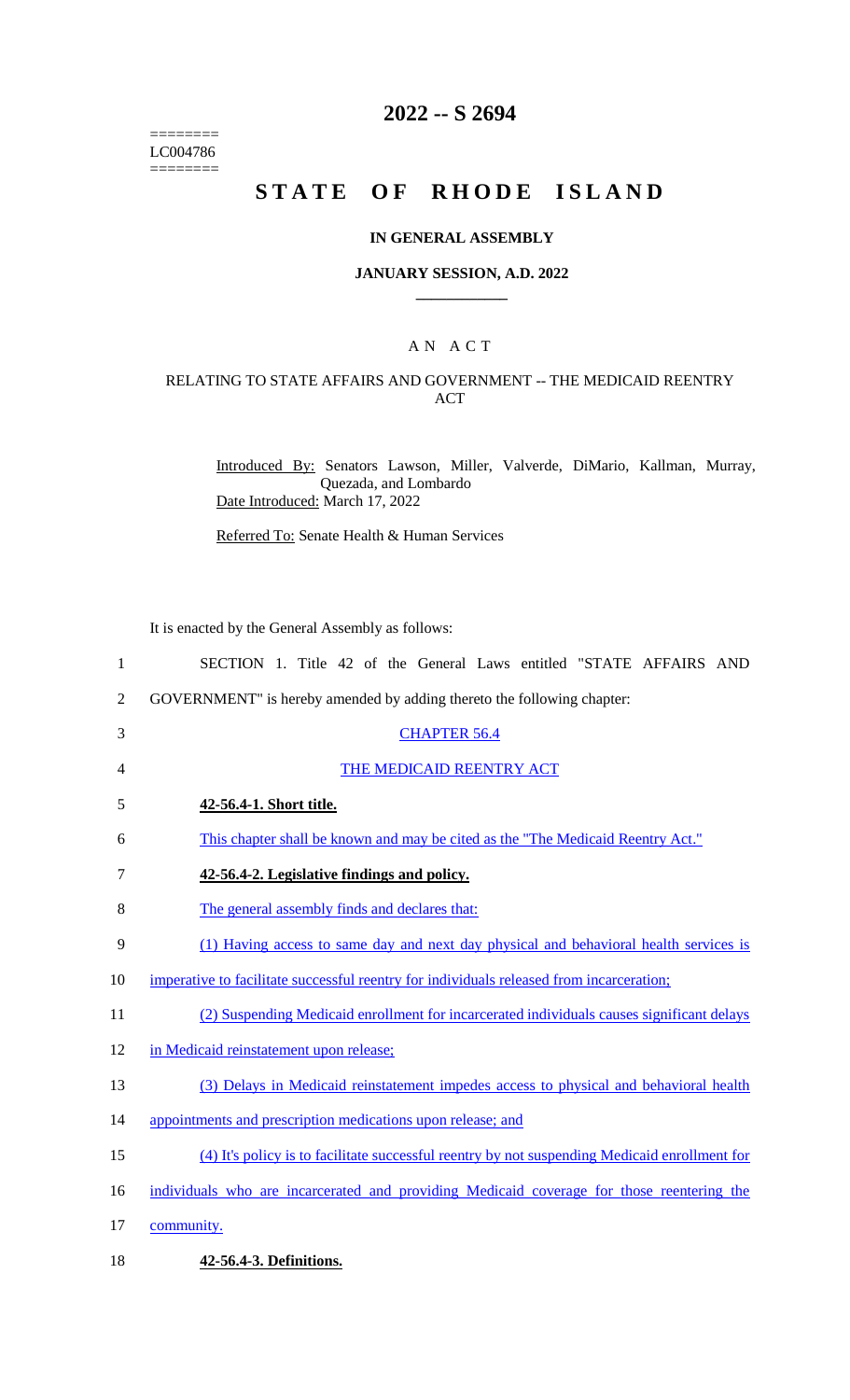========
LC004786
========

# 2022 -- S 2694

# STATE OF RHODE ISLAND

## IN GENERAL ASSEMBLY

### JANUARY SESSION, A.D. 2022

---

### A N A C T

#### RELATING TO STATE AFFAIRS AND GOVERNMENT -- THE MEDICAID REENTRY ACT

Introduced By: Senators Lawson, Miller, Valverde, DiMario, Kallman, Murray, Quezada, and Lombardo

Date Introduced: March 17, 2022

Referred To: Senate Health & Human Services

It is enacted by the General Assembly as follows:

1 SECTION 1. Title 42 of the General Laws entitled "STATE AFFAIRS AND
2 GOVERNMENT" is hereby amended by adding thereto the following chapter:

3 CHAPTER 56.4

4 THE MEDICAID REENTRY ACT

5 **42-56.4-1. Short title.**

6 This chapter shall be known and may be cited as the "The Medicaid Reentry Act."

7 **42-56.4-2. Legislative findings and policy.**

8 The general assembly finds and declares that:

9 (1) Having access to same day and next day physical and behavioral health services is
10 imperative to facilitate successful reentry for individuals released from incarceration;

11 (2) Suspending Medicaid enrollment for incarcerated individuals causes significant delays
12 in Medicaid reinstatement upon release;

13 (3) Delays in Medicaid reinstatement impedes access to physical and behavioral health
14 appointments and prescription medications upon release; and

15 (4) It's policy is to facilitate successful reentry by not suspending Medicaid enrollment for
16 individuals who are incarcerated and providing Medicaid coverage for those reentering the
17 community.

18 **42-56.4-3. Definitions.**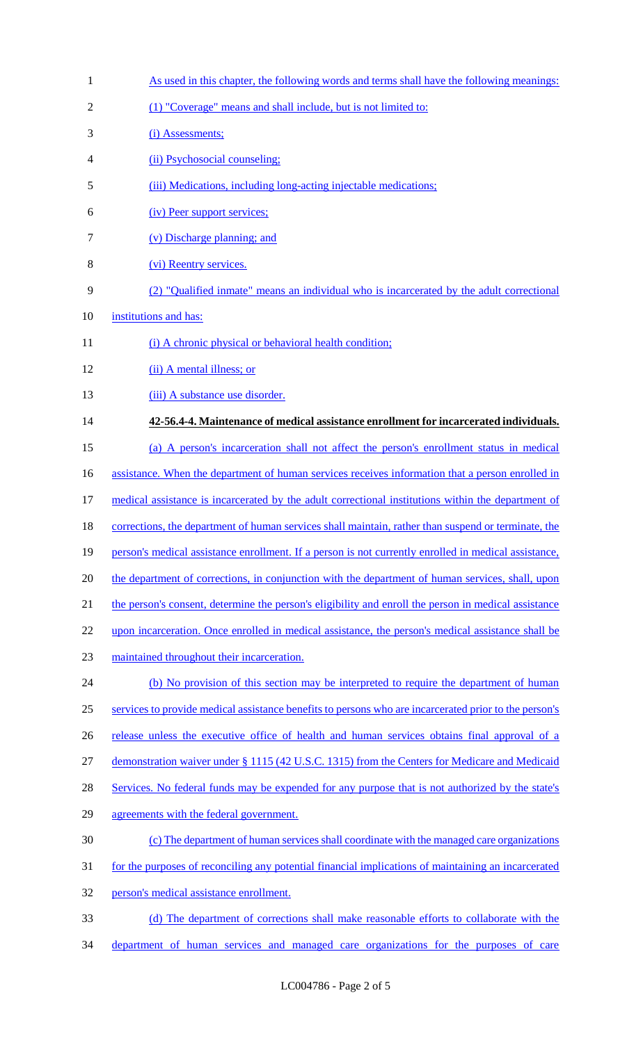As used in this chapter, the following words and terms shall have the following meanings:

(1) "Coverage" means and shall include, but is not limited to:

(i) Assessments;

(ii) Psychosocial counseling;

(iii) Medications, including long-acting injectable medications;

(iv) Peer support services;

(v) Discharge planning; and

(vi) Reentry services.

(2) "Qualified inmate" means an individual who is incarcerated by the adult correctional institutions and has:

(i) A chronic physical or behavioral health condition;

(ii) A mental illness; or

(iii) A substance use disorder.

**42-56.4-4. Maintenance of medical assistance enrollment for incarcerated individuals.**

(a) A person's incarceration shall not affect the person's enrollment status in medical assistance. When the department of human services receives information that a person enrolled in medical assistance is incarcerated by the adult correctional institutions within the department of corrections, the department of human services shall maintain, rather than suspend or terminate, the person's medical assistance enrollment. If a person is not currently enrolled in medical assistance, the department of corrections, in conjunction with the department of human services, shall, upon the person's consent, determine the person's eligibility and enroll the person in medical assistance upon incarceration. Once enrolled in medical assistance, the person's medical assistance shall be maintained throughout their incarceration.

(b) No provision of this section may be interpreted to require the department of human services to provide medical assistance benefits to persons who are incarcerated prior to the person's release unless the executive office of health and human services obtains final approval of a demonstration waiver under § 1115 (42 U.S.C. 1315) from the Centers for Medicare and Medicaid Services. No federal funds may be expended for any purpose that is not authorized by the state's agreements with the federal government.

(c) The department of human services shall coordinate with the managed care organizations for the purposes of reconciling any potential financial implications of maintaining an incarcerated person's medical assistance enrollment.

(d) The department of corrections shall make reasonable efforts to collaborate with the department of human services and managed care organizations for the purposes of care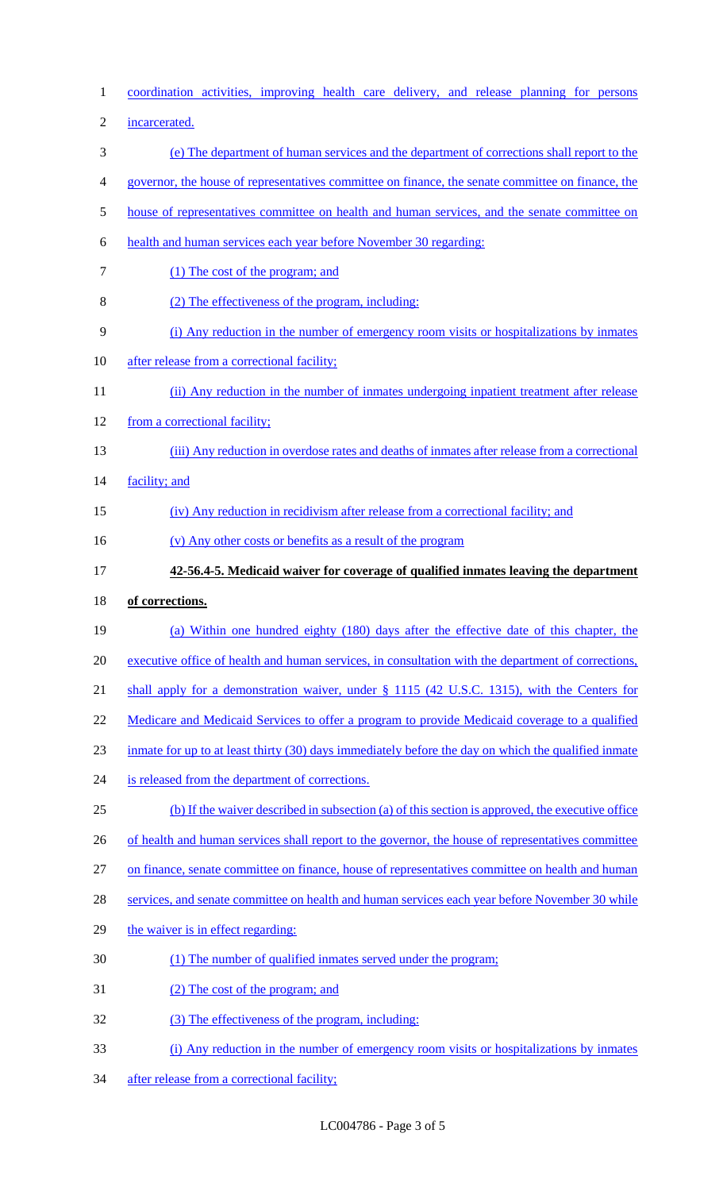coordination activities, improving health care delivery, and release planning for persons incarcerated.

(e) The department of human services and the department of corrections shall report to the governor, the house of representatives committee on finance, the senate committee on finance, the house of representatives committee on health and human services, and the senate committee on health and human services each year before November 30 regarding:

(1) The cost of the program; and

(2) The effectiveness of the program, including:

(i) Any reduction in the number of emergency room visits or hospitalizations by inmates after release from a correctional facility;

(ii) Any reduction in the number of inmates undergoing inpatient treatment after release from a correctional facility;

(iii) Any reduction in overdose rates and deaths of inmates after release from a correctional facility; and

(iv) Any reduction in recidivism after release from a correctional facility; and

(v) Any other costs or benefits as a result of the program

**42-56.4-5. Medicaid waiver for coverage of qualified inmates leaving the department of corrections.**

(a) Within one hundred eighty (180) days after the effective date of this chapter, the executive office of health and human services, in consultation with the department of corrections, shall apply for a demonstration waiver, under § 1115 (42 U.S.C. 1315), with the Centers for Medicare and Medicaid Services to offer a program to provide Medicaid coverage to a qualified inmate for up to at least thirty (30) days immediately before the day on which the qualified inmate is released from the department of corrections.

(b) If the waiver described in subsection (a) of this section is approved, the executive office of health and human services shall report to the governor, the house of representatives committee on finance, senate committee on finance, house of representatives committee on health and human services, and senate committee on health and human services each year before November 30 while the waiver is in effect regarding:

(1) The number of qualified inmates served under the program;

(2) The cost of the program; and

(3) The effectiveness of the program, including:

(i) Any reduction in the number of emergency room visits or hospitalizations by inmates after release from a correctional facility;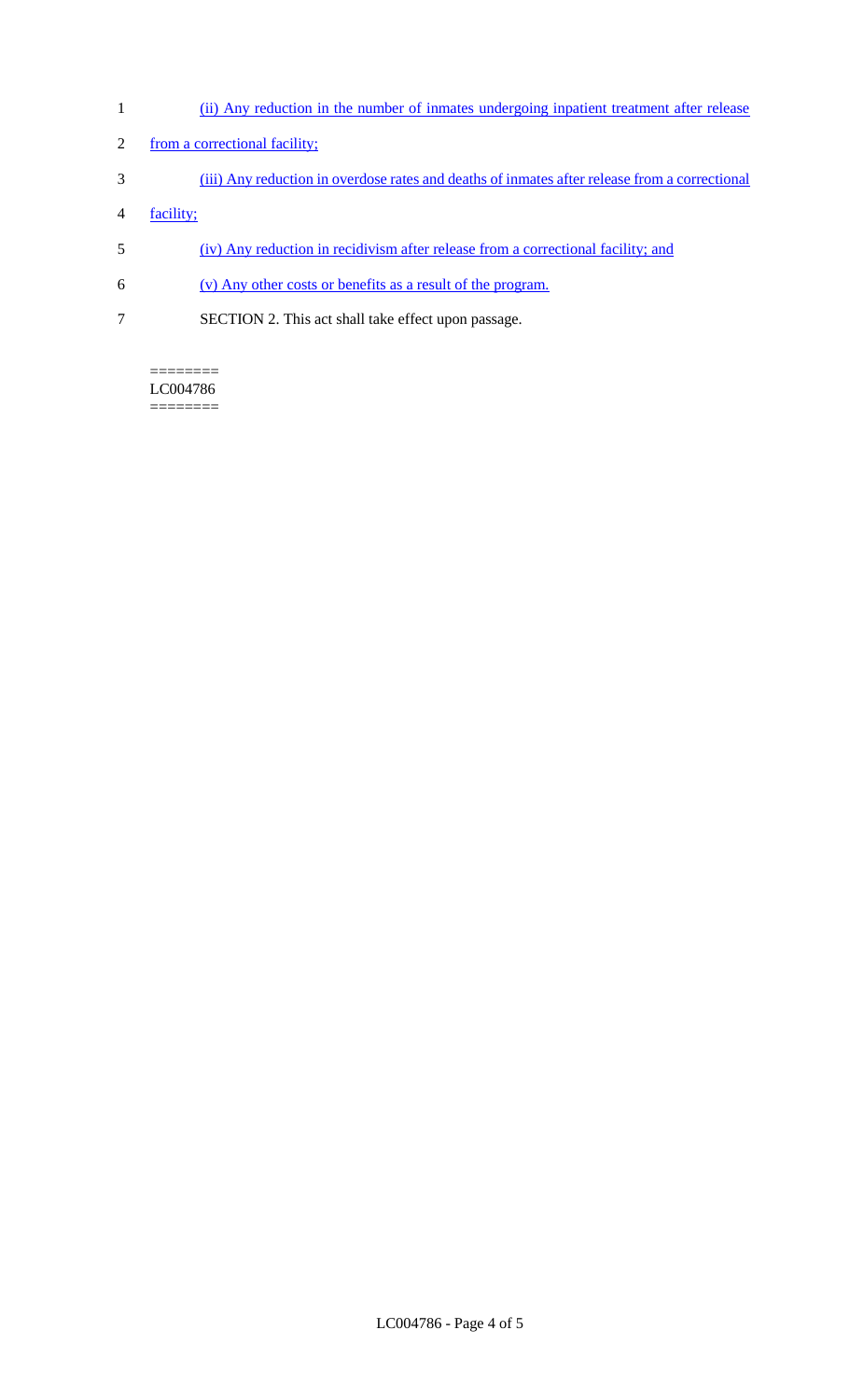(ii) Any reduction in the number of inmates undergoing inpatient treatment after release from a correctional facility;

(iii) Any reduction in overdose rates and deaths of inmates after release from a correctional facility;

(iv) Any reduction in recidivism after release from a correctional facility; and

(v) Any other costs or benefits as a result of the program.

SECTION 2. This act shall take effect upon passage.

========
LC004786
========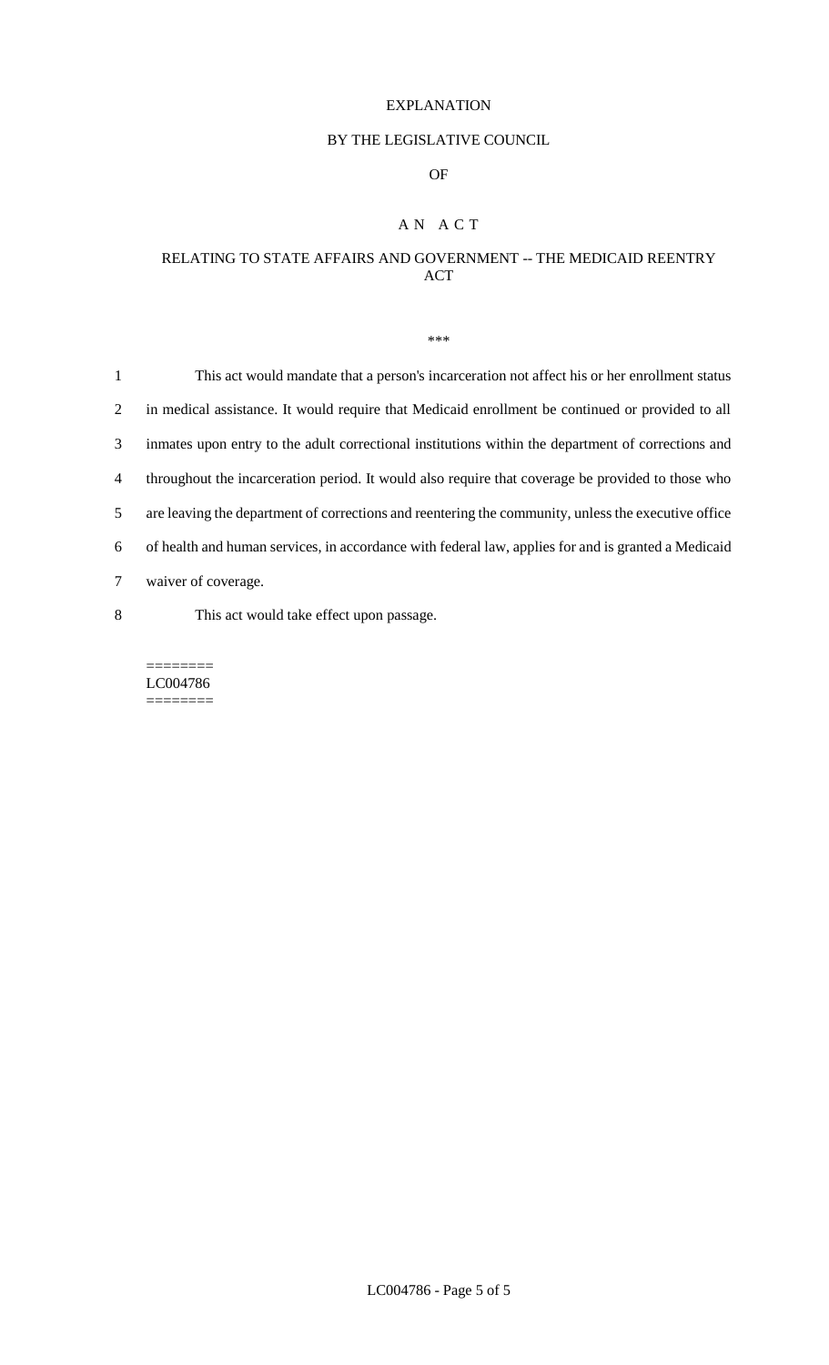EXPLANATION

BY THE LEGISLATIVE COUNCIL

OF

A N A C T

RELATING TO STATE AFFAIRS AND GOVERNMENT -- THE MEDICAID REENTRY ACT

\*\*\*

This act would mandate that a person's incarceration not affect his or her enrollment status in medical assistance. It would require that Medicaid enrollment be continued or provided to all inmates upon entry to the adult correctional institutions within the department of corrections and throughout the incarceration period. It would also require that coverage be provided to those who are leaving the department of corrections and reentering the community, unless the executive office of health and human services, in accordance with federal law, applies for and is granted a Medicaid waiver of coverage.

This act would take effect upon passage.

========
LC004786
========